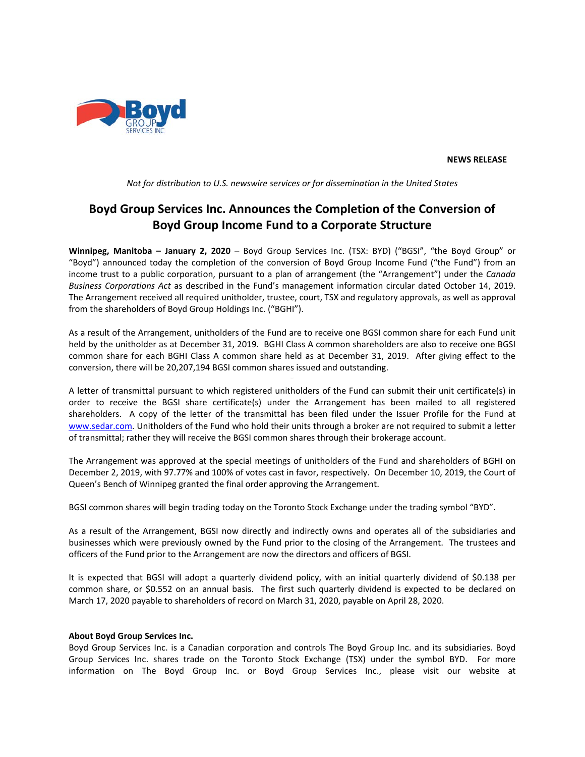**NEWS RELEASE**

*Not for distribution to U.S. newswire services or for dissemination in the United States*

# Boyd Group Services Inc. Announces the Completion of the Conversion of Boyd Group Income Fund to a Corporate Structure

**Winnipeg, Manitoba – January 2, 2020** – Boyd Group Services Inc. (TSX: BYD) ("BGSI", "the Boyd Group" or "Boyd") announced today the completion of the conversion of Boyd Group Income Fund ("the Fund") from an income trust to a public corporation, pursuant to a plan of arrangement (the "Arrangement") under the *Canada Business Corporations Act* as described in the Fund's management information circular dated October 14, 2019. The Arrangement received all required unitholder, trustee, court, TSX and regulatory approvals, as well as approval from the shareholders of Boyd Group Holdings Inc. ("BGHI").

As a result of the Arrangement, unitholders of the Fund are to receive one BGSI common share for each Fund unit held by the unitholder as at December 31, 2019. BGHI Class A common shareholders are also to receive one BGSI common share for each BGHI Class A common share held as at December 31, 2019. After giving effect to the conversion, there will be 20,207,194 BGSI common shares issued and outstanding.

A letter of transmittal pursuant to which registered unitholders of the Fund can submit their unit certificate(s) in order to receive the BGSI share certificate(s) under the Arrangement has been mailed to all registered shareholders. A copy of the letter of the transmittal has been filed under the Issuer Profile for the Fund at www.sedar.com. Unitholders of the Fund who hold their units through a broker are not required to submit a letter of transmittal; rather they will receive the BGSI common shares through their brokerage account.

The Arrangement was approved at the special meetings of unitholders of the Fund and shareholders of BGHI on December 2, 2019, with 97.77% and 100% of votes cast in favor, respectively. On December 10, 2019, the Court of Queen's Bench of Winnipeg granted the final order approving the Arrangement.

BGSI common shares will begin trading today on the Toronto Stock Exchange under the trading symbol "BYD".

As a result of the Arrangement, BGSI now directly and indirectly owns and operates all of the subsidiaries and businesses which were previously owned by the Fund prior to the closing of the Arrangement. The trustees and officers of the Fund prior to the Arrangement are now the directors and officers of BGSI.

It is expected that BGSI will adopt a quarterly dividend policy, with an initial quarterly dividend of $0.138 per common share, or $0.552 on an annual basis. The first such quarterly dividend is expected to be declared on March 17, 2020 payable to shareholders of record on March 31, 2020, payable on April 28, 2020.

**About Boyd Group Services Inc.**

Boyd Group Services Inc. is a Canadian corporation and controls The Boyd Group Inc. and its subsidiaries. Boyd Group Services Inc. shares trade on the Toronto Stock Exchange (TSX) under the symbol BYD. For more information on The Boyd Group Inc. or Boyd Group Services Inc., please visit our website at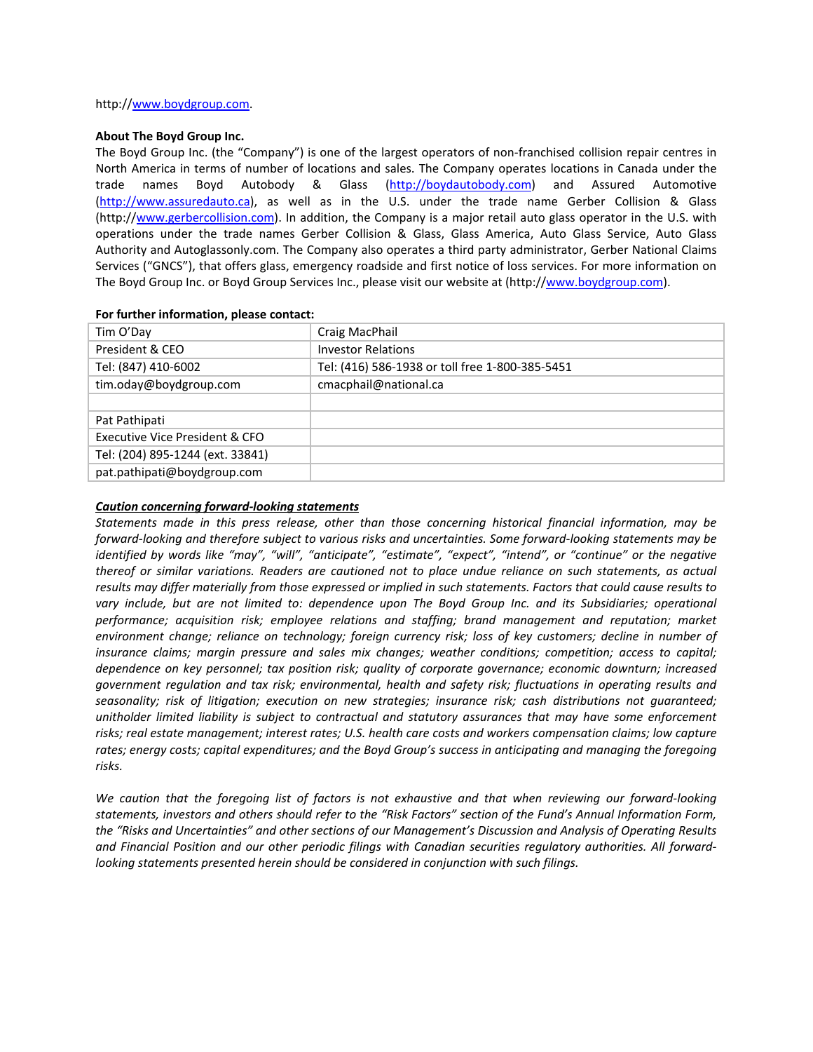http://www.boydgroup.com.

**About The Boyd Group Inc.**

The Boyd Group Inc. (the "Company") is one of the largest operators of non-franchised collision repair centres in North America in terms of number of locations and sales. The Company operates locations in Canada under the trade names Boyd Autobody & Glass (http://boydautobody.com) and Assured Automotive (http://www.assuredauto.ca), as well as in the U.S. under the trade name Gerber Collision & Glass (http://www.gerbercollision.com). In addition, the Company is a major retail auto glass operator in the U.S. with operations under the trade names Gerber Collision & Glass, Glass America, Auto Glass Service, Auto Glass Authority and Autoglassonly.com. The Company also operates a third party administrator, Gerber National Claims Services ("GNCS"), that offers glass, emergency roadside and first notice of loss services. For more information on The Boyd Group Inc. or Boyd Group Services Inc., please visit our website at (http://www.boydgroup.com).

**For further information, please contact:**

| | |
|---|---|
| Tim O'Day | Craig MacPhail |
| President & CEO | Investor Relations |
| Tel: (847) 410-6002 | Tel: (416) 586-1938 or toll free 1-800-385-5451 |
| tim.oday@boydgroup.com | cmacphail@national.ca |
| | |
| Pat Pathipati | |
| Executive Vice President & CFO | |
| Tel: (204) 895-1244 (ext. 33841) | |
| pat.pathipati@boydgroup.com | |

***Caution concerning forward-looking statements***

*Statements made in this press release, other than those concerning historical financial information, may be forward-looking and therefore subject to various risks and uncertainties. Some forward-looking statements may be identified by words like "may", "will", "anticipate", "estimate", "expect", "intend", or "continue" or the negative thereof or similar variations. Readers are cautioned not to place undue reliance on such statements, as actual results may differ materially from those expressed or implied in such statements. Factors that could cause results to vary include, but are not limited to: dependence upon The Boyd Group Inc. and its Subsidiaries; operational performance; acquisition risk; employee relations and staffing; brand management and reputation; market environment change; reliance on technology; foreign currency risk; loss of key customers; decline in number of insurance claims; margin pressure and sales mix changes; weather conditions; competition; access to capital; dependence on key personnel; tax position risk; quality of corporate governance; economic downturn; increased government regulation and tax risk; environmental, health and safety risk; fluctuations in operating results and seasonality; risk of litigation; execution on new strategies; insurance risk; cash distributions not guaranteed; unitholder limited liability is subject to contractual and statutory assurances that may have some enforcement risks; real estate management; interest rates; U.S. health care costs and workers compensation claims; low capture rates; energy costs; capital expenditures; and the Boyd Group's success in anticipating and managing the foregoing risks.*

*We caution that the foregoing list of factors is not exhaustive and that when reviewing our forward-looking statements, investors and others should refer to the "Risk Factors" section of the Fund's Annual Information Form, the "Risks and Uncertainties" and other sections of our Management's Discussion and Analysis of Operating Results and Financial Position and our other periodic filings with Canadian securities regulatory authorities. All forward-looking statements presented herein should be considered in conjunction with such filings.*